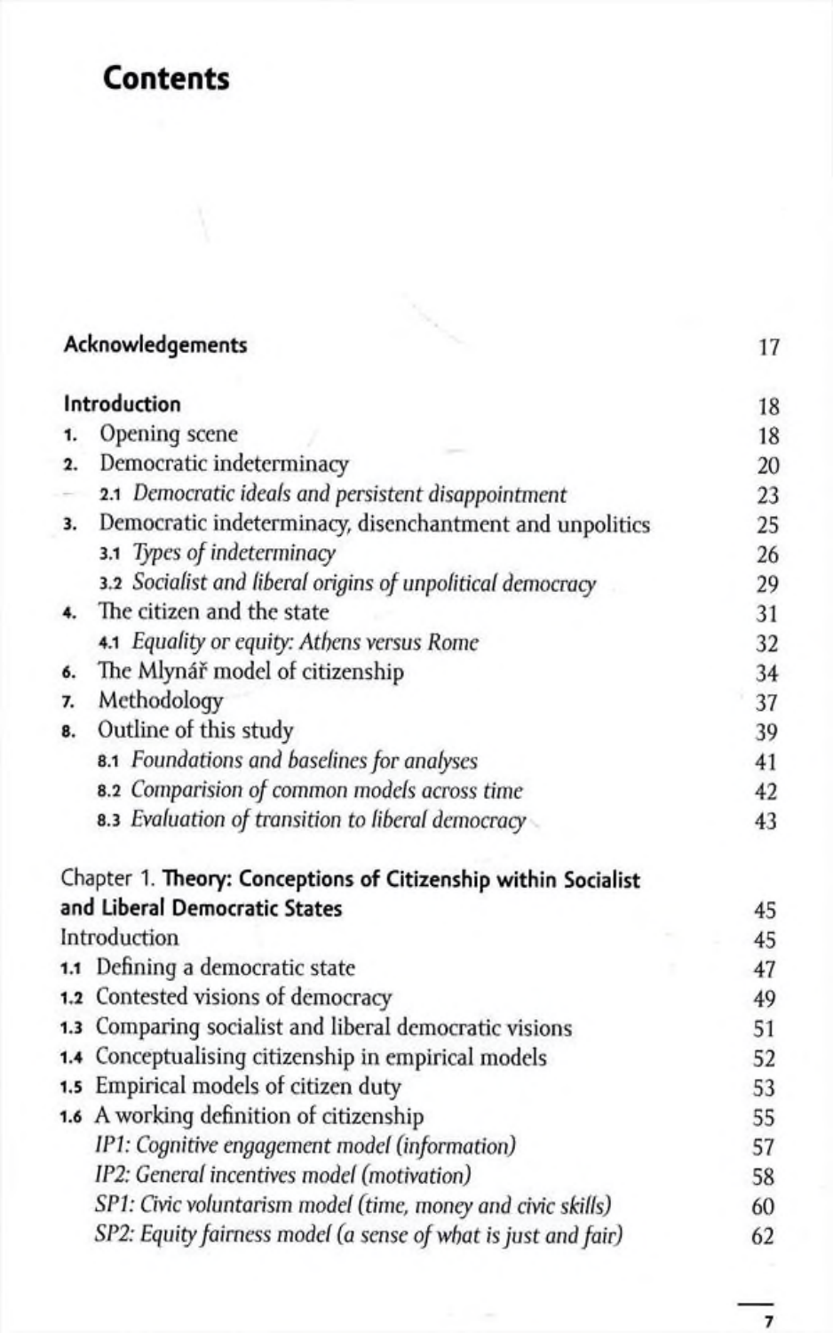# Contents

| | |
|---|---|
| **Acknowledgements** | 17 |
| **Introduction** | 18 |
| 1. Opening scene | 18 |
| 2. Democratic indeterminacy | 20 |
| 2.1 *Democratic ideals and persistent disappointment* | 23 |
| 3. Democratic indeterminacy, disenchantment and unpolitics | 25 |
| 3.1 *Types of indeterminacy* | 26 |
| 3.2 *Socialist and liberal origins of unpolitical democracy* | 29 |
| 4. The citizen and the state | 31 |
| 4.1 *Equality or equity: Athens versus Rome* | 32 |
| 6. The Mlynář model of citizenship | 34 |
| 7. Methodology | 37 |
| 8. Outline of this study | 39 |
| 8.1 *Foundations and baselines for analyses* | 41 |
| 8.2 *Comparision of common models across time* | 42 |
| 8.3 *Evaluation of transition to liberal democracy* | 43 |
| Chapter 1. **Theory: Conceptions of Citizenship within Socialist and Liberal Democratic States** | 45 |
| Introduction | 45 |
| 1.1 Defining a democratic state | 47 |
| 1.2 Contested visions of democracy | 49 |
| 1.3 Comparing socialist and liberal democratic visions | 51 |
| 1.4 Conceptualising citizenship in empirical models | 52 |
| 1.5 Empirical models of citizen duty | 53 |
| 1.6 A working definition of citizenship | 55 |
| *IP1: Cognitive engagement model (information)* | 57 |
| *IP2: General incentives model (motivation)* | 58 |
| *SP1: Civic voluntarism model (time, money and civic skills)* | 60 |
| *SP2: Equity fairness model (a sense of what is just and fair)* | 62 |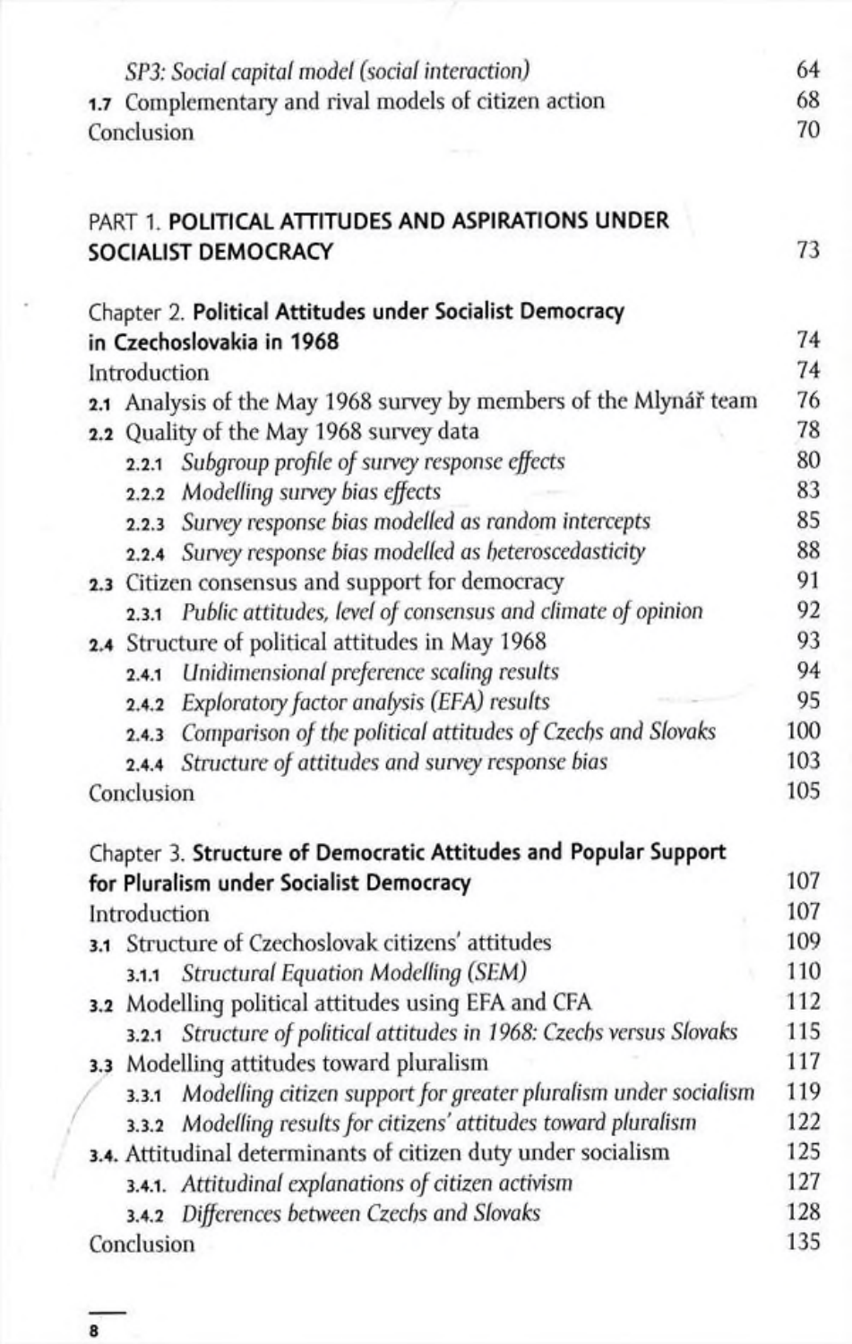*SP3: Social capital model (social interaction)* 64

**1.7** Complementary and rival models of citizen action 68

Conclusion 70

PART 1. **POLITICAL ATTITUDES AND ASPIRATIONS UNDER SOCIALIST DEMOCRACY** 73

Chapter 2. **Political Attitudes under Socialist Democracy in Czechoslovakia in 1968** 74

Introduction 74

**2.1** Analysis of the May 1968 survey by members of the Mlynář team 76

**2.2** Quality of the May 1968 survey data 78

- **2.2.1** *Subgroup profile of survey response effects* 80
- **2.2.2** *Modelling survey bias effects* 83
- **2.2.3** *Survey response bias modelled as random intercepts* 85
- **2.2.4** *Survey response bias modelled as heteroscedasticity* 88

**2.3** Citizen consensus and support for democracy 91

- **2.3.1** *Public attitudes, level of consensus and climate of opinion* 92

**2.4** Structure of political attitudes in May 1968 93

- **2.4.1** *Unidimensional preference scaling results* 94
- **2.4.2** *Exploratory factor analysis (EFA) results* 95
- **2.4.3** *Comparison of the political attitudes of Czechs and Slovaks* 100
- **2.4.4** *Structure of attitudes and survey response bias* 103

Conclusion 105

Chapter 3. **Structure of Democratic Attitudes and Popular Support for Pluralism under Socialist Democracy** 107

Introduction 107

**3.1** Structure of Czechoslovak citizens' attitudes 109

- **3.1.1** *Structural Equation Modelling (SEM)* 110

**3.2** Modelling political attitudes using EFA and CFA 112

- **3.2.1** *Structure of political attitudes in 1968: Czechs versus Slovaks* 115

**3.3** Modelling attitudes toward pluralism 117

- **3.3.1** *Modelling citizen support for greater pluralism under socialism* 119
- **3.3.2** *Modelling results for citizens' attitudes toward pluralism* 122

**3.4.** Attitudinal determinants of citizen duty under socialism 125

- **3.4.1.** *Attitudinal explanations of citizen activism* 127
- **3.4.2** *Differences between Czechs and Slovaks* 128

Conclusion 135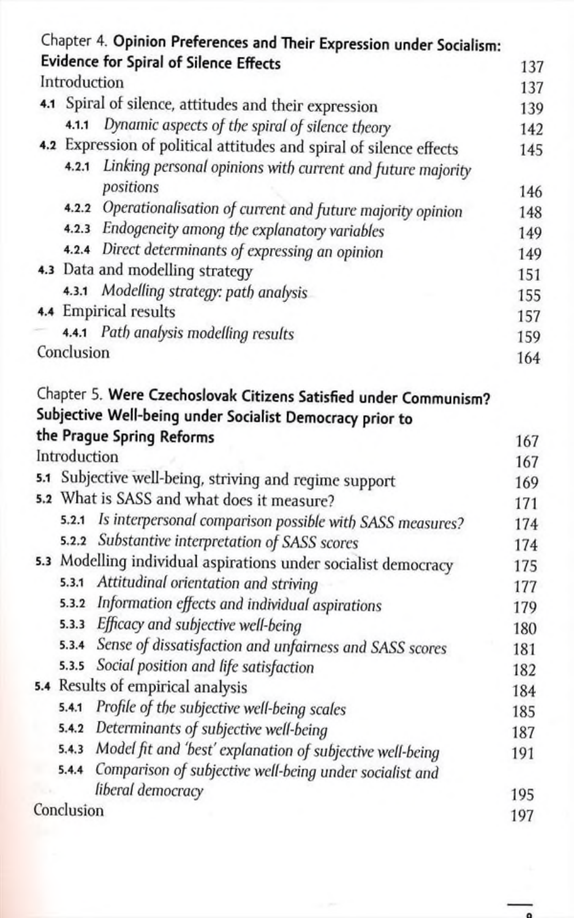Chapter 4. **Opinion Preferences and Their Expression under Socialism: Evidence for Spiral of Silence Effects** 137

Introduction 137

4.1 Spiral of silence, attitudes and their expression 139

- 4.1.1 *Dynamic aspects of the spiral of silence theory* 142

4.2 Expression of political attitudes and spiral of silence effects 145

- 4.2.1 *Linking personal opinions with current and future majority positions* 146
- 4.2.2 *Operationalisation of current and future majority opinion* 148
- 4.2.3 *Endogeneity among the explanatory variables* 149
- 4.2.4 *Direct determinants of expressing an opinion* 149

4.3 Data and modelling strategy 151

- 4.3.1 *Modelling strategy: path analysis* 155

4.4 Empirical results 157

- 4.4.1 *Path analysis modelling results* 159

Conclusion 164

Chapter 5. **Were Czechoslovak Citizens Satisfied under Communism? Subjective Well-being under Socialist Democracy prior to the Prague Spring Reforms** 167

Introduction 167

5.1 Subjective well-being, striving and regime support 169

5.2 What is SASS and what does it measure? 171

- 5.2.1 *Is interpersonal comparison possible with SASS measures?* 174
- 5.2.2 *Substantive interpretation of SASS scores* 174

5.3 Modelling individual aspirations under socialist democracy 175

- 5.3.1 *Attitudinal orientation and striving* 177
- 5.3.2 *Information effects and individual aspirations* 179
- 5.3.3 *Efficacy and subjective well-being* 180
- 5.3.4 *Sense of dissatisfaction and unfairness and SASS scores* 181
- 5.3.5 *Social position and life satisfaction* 182

5.4 Results of empirical analysis 184

- 5.4.1 *Profile of the subjective well-being scales* 185
- 5.4.2 *Determinants of subjective well-being* 187
- 5.4.3 *Model fit and 'best' explanation of subjective well-being* 191
- 5.4.4 *Comparison of subjective well-being under socialist and liberal democracy* 195

Conclusion 197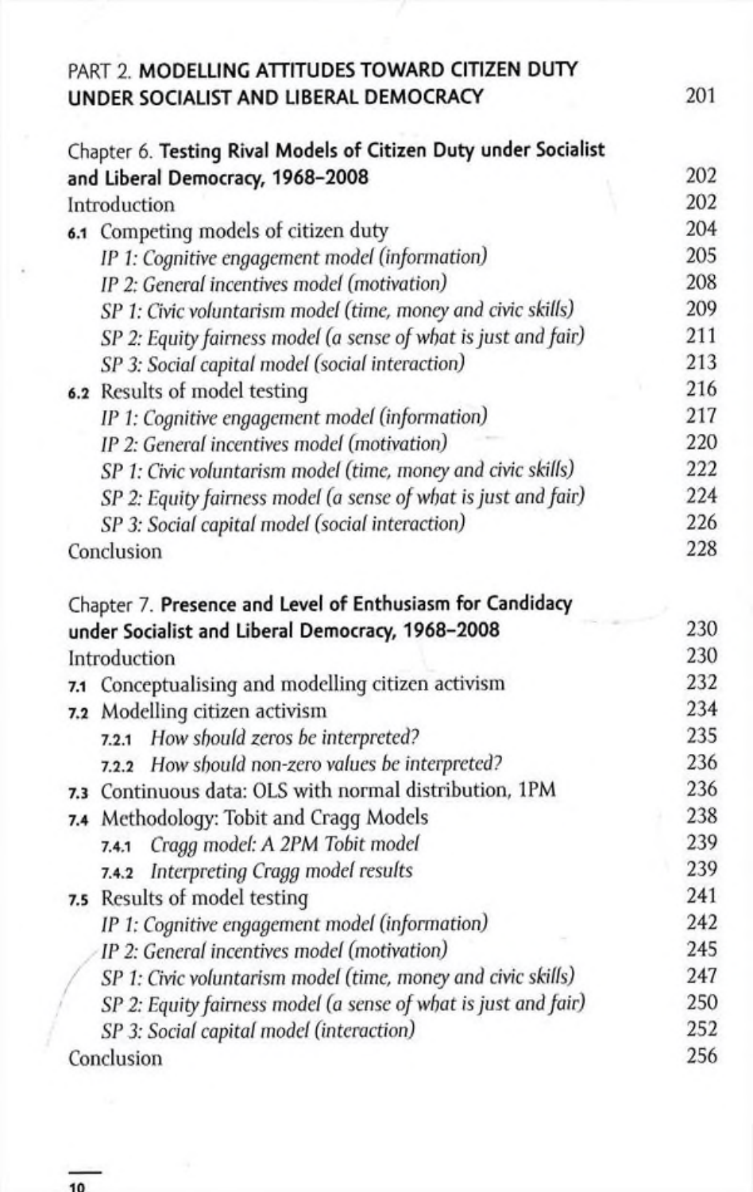PART 2. **MODELLING ATTITUDES TOWARD CITIZEN DUTY UNDER SOCIALIST AND LIBERAL DEMOCRACY** 201

Chapter 6. **Testing Rival Models of Citizen Duty under Socialist and Liberal Democracy, 1968–2008** 202

Introduction 202

**6.1** Competing models of citizen duty 204

*IP 1: Cognitive engagement model (information)* 205

*IP 2: General incentives model (motivation)* 208

*SP 1: Civic voluntarism model (time, money and civic skills)* 209

*SP 2: Equity fairness model (a sense of what is just and fair)* 211

*SP 3: Social capital model (social interaction)* 213

**6.2** Results of model testing 216

*IP 1: Cognitive engagement model (information)* 217

*IP 2: General incentives model (motivation)* 220

*SP 1: Civic voluntarism model (time, money and civic skills)* 222

*SP 2: Equity fairness model (a sense of what is just and fair)* 224

*SP 3: Social capital model (social interaction)* 226

Conclusion 228

Chapter 7. **Presence and Level of Enthusiasm for Candidacy under Socialist and Liberal Democracy, 1968–2008** 230

Introduction 230

**7.1** Conceptualising and modelling citizen activism 232

**7.2** Modelling citizen activism 234

**7.2.1** *How should zeros be interpreted?* 235

**7.2.2** *How should non-zero values be interpreted?* 236

**7.3** Continuous data: OLS with normal distribution, 1PM 236

**7.4** Methodology: Tobit and Cragg Models 238

**7.4.1** *Cragg model: A 2PM Tobit model* 239

**7.4.2** *Interpreting Cragg model results* 239

**7.5** Results of model testing 241

*IP 1: Cognitive engagement model (information)* 242

*IP 2: General incentives model (motivation)* 245

*SP 1: Civic voluntarism model (time, money and civic skills)* 247

*SP 2: Equity fairness model (a sense of what is just and fair)* 250

*SP 3: Social capital model (interaction)* 252

Conclusion 256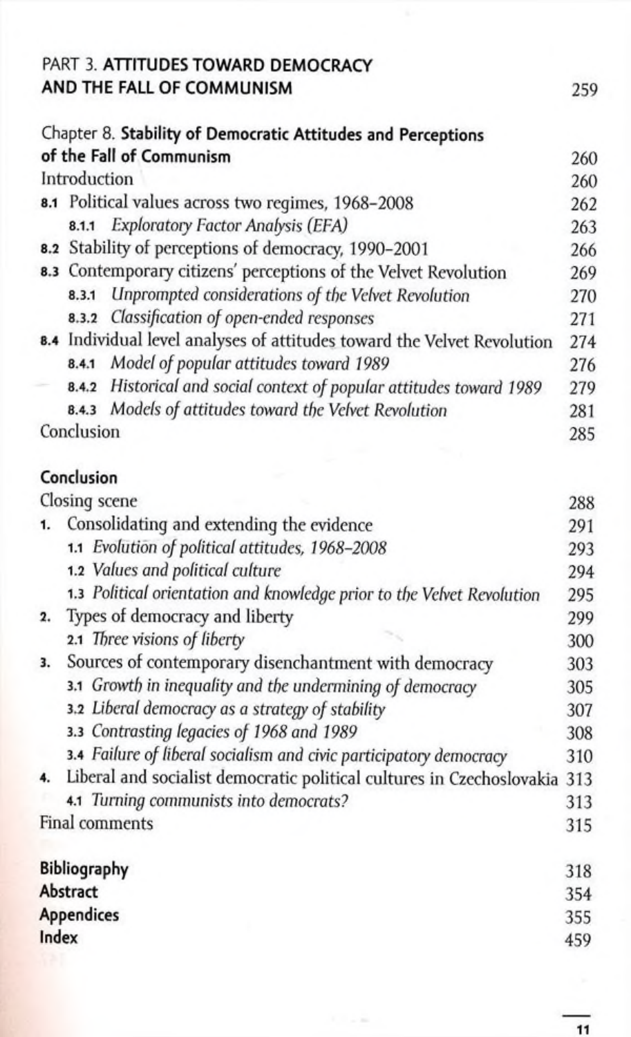PART 3. **ATTITUDES TOWARD DEMOCRACY AND THE FALL OF COMMUNISM** 259

Chapter 8. **Stability of Democratic Attitudes and Perceptions of the Fall of Communism** 260

Introduction 260

**8.1** Political values across two regimes, 1968–2008 262

- **8.1.1** *Exploratory Factor Analysis (EFA)* 263

**8.2** Stability of perceptions of democracy, 1990–2001 266

**8.3** Contemporary citizens' perceptions of the Velvet Revolution 269

- **8.3.1** *Unprompted considerations of the Velvet Revolution* 270
- **8.3.2** *Classification of open-ended responses* 271

**8.4** Individual level analyses of attitudes toward the Velvet Revolution 274

- **8.4.1** *Model of popular attitudes toward 1989* 276
- **8.4.2** *Historical and social context of popular attitudes toward 1989* 279
- **8.4.3** *Models of attitudes toward the Velvet Revolution* 281

Conclusion 285

**Conclusion**

Closing scene 288

**1.** Consolidating and extending the evidence 291

- **1.1** *Evolution of political attitudes, 1968–2008* 293
- **1.2** *Values and political culture* 294
- **1.3** *Political orientation and knowledge prior to the Velvet Revolution* 295

**2.** Types of democracy and liberty 299

- **2.1** *Three visions of liberty* 300

**3.** Sources of contemporary disenchantment with democracy 303

- **3.1** *Growth in inequality and the undermining of democracy* 305
- **3.2** *Liberal democracy as a strategy of stability* 307
- **3.3** *Contrasting legacies of 1968 and 1989* 308
- **3.4** *Failure of liberal socialism and civic participatory democracy* 310

**4.** Liberal and socialist democratic political cultures in Czechoslovakia 313

- **4.1** *Turning communists into democrats?* 313

Final comments 315

**Bibliography** 318

**Abstract** 354

**Appendices** 355

**Index** 459